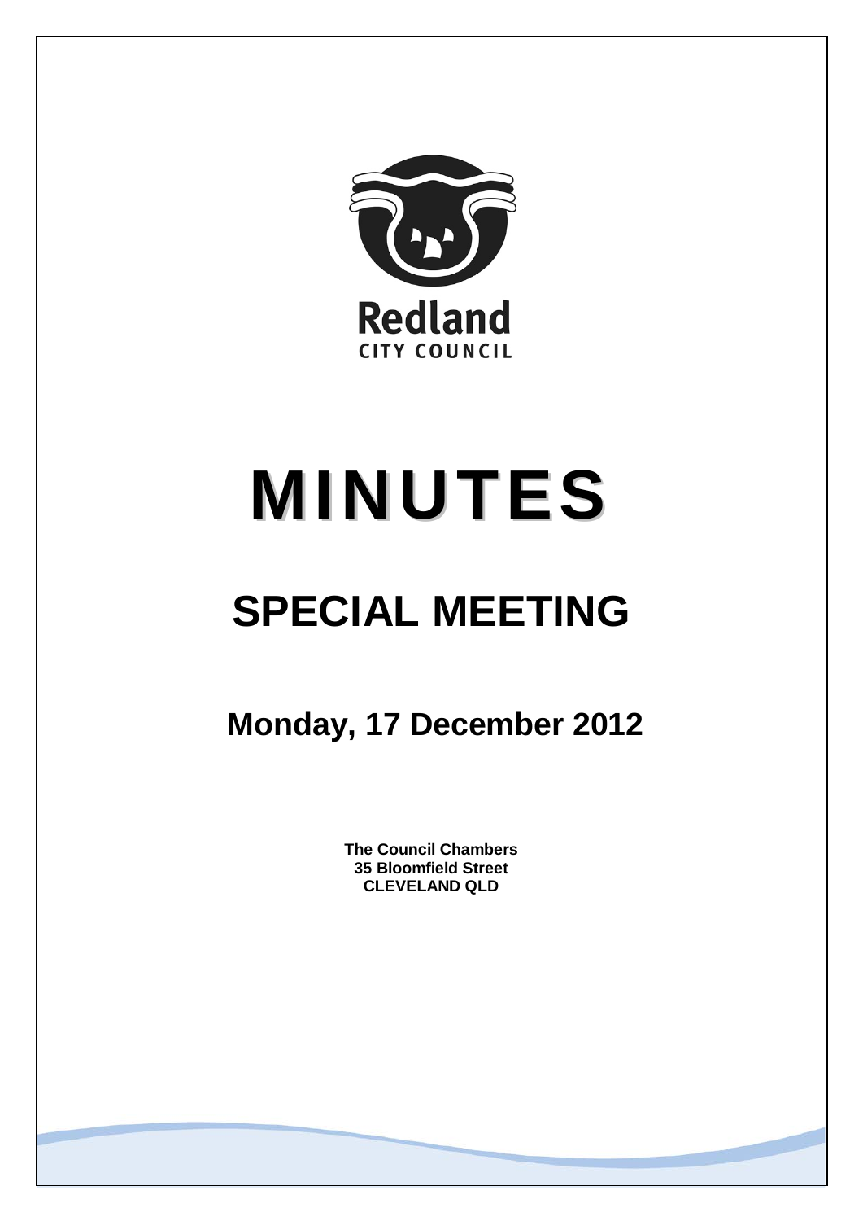Redland

CITY COUNCIL

# MINUTES

## SPECIAL MEETING

### Monday, 17 December 2012

**The Council Chambers**
**35 Bloomfield Street**
**CLEVELAND QLD**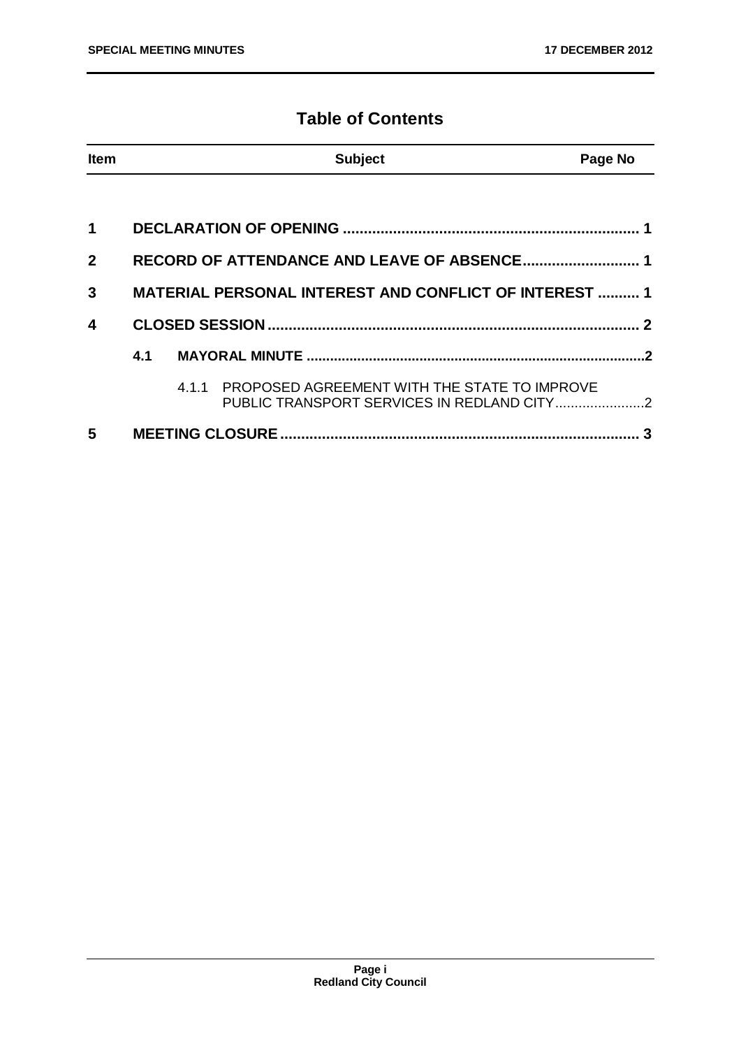# Table of Contents

| Item | | | Subject | Page No |
|---|---|---|---|---|
| 1 | | | DECLARATION OF OPENING | 1 |
| 2 | | | RECORD OF ATTENDANCE AND LEAVE OF ABSENCE | 1 |
| 3 | | | MATERIAL PERSONAL INTEREST AND CONFLICT OF INTEREST | 1 |
| 4 | | | CLOSED SESSION | 2 |
| | 4.1 | | MAYORAL MINUTE | 2 |
| | | 4.1.1 | PROPOSED AGREEMENT WITH THE STATE TO IMPROVE PUBLIC TRANSPORT SERVICES IN REDLAND CITY | 2 |
| 5 | | | MEETING CLOSURE | 3 |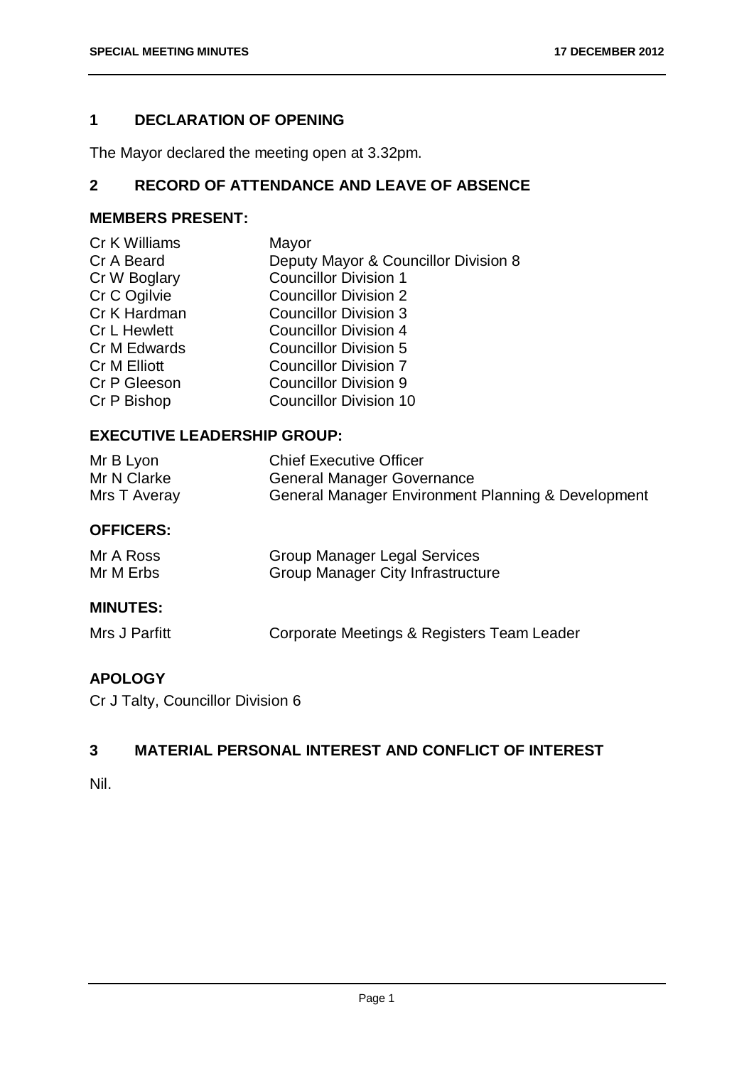## 1 DECLARATION OF OPENING

The Mayor declared the meeting open at 3.32pm.

## 2 RECORD OF ATTENDANCE AND LEAVE OF ABSENCE

### MEMBERS PRESENT:

| | |
|---|---|
| Cr K Williams | Mayor |
| Cr A Beard | Deputy Mayor & Councillor Division 8 |
| Cr W Boglary | Councillor Division 1 |
| Cr C Ogilvie | Councillor Division 2 |
| Cr K Hardman | Councillor Division 3 |
| Cr L Hewlett | Councillor Division 4 |
| Cr M Edwards | Councillor Division 5 |
| Cr M Elliott | Councillor Division 7 |
| Cr P Gleeson | Councillor Division 9 |
| Cr P Bishop | Councillor Division 10 |

### EXECUTIVE LEADERSHIP GROUP:

| | |
|---|---|
| Mr B Lyon | Chief Executive Officer |
| Mr N Clarke | General Manager Governance |
| Mrs T Averay | General Manager Environment Planning & Development |

### OFFICERS:

| | |
|---|---|
| Mr A Ross | Group Manager Legal Services |
| Mr M Erbs | Group Manager City Infrastructure |

### MINUTES:

| | |
|---|---|
| Mrs J Parfitt | Corporate Meetings & Registers Team Leader |

### APOLOGY

Cr J Talty, Councillor Division 6

## 3 MATERIAL PERSONAL INTEREST AND CONFLICT OF INTEREST

Nil.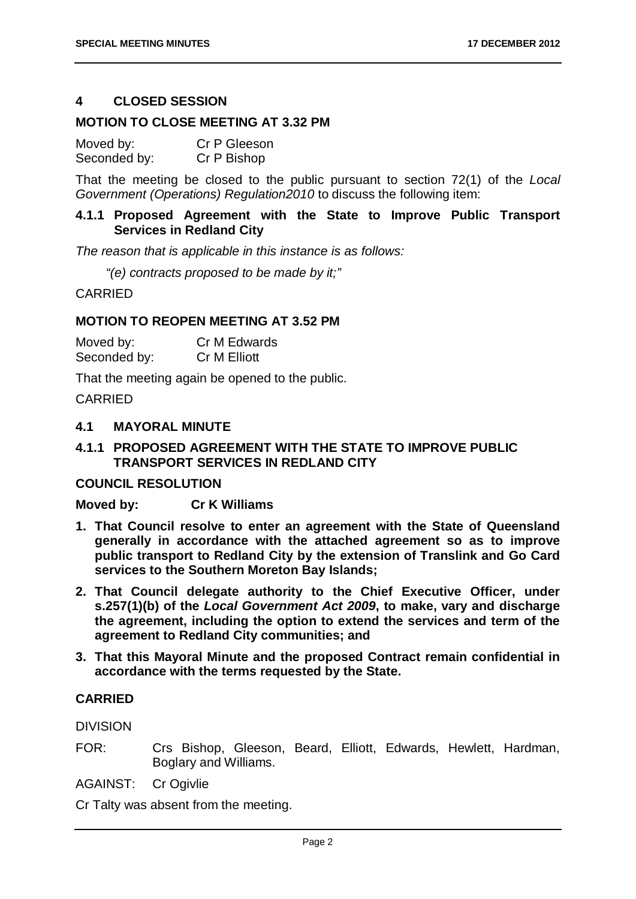## 4 CLOSED SESSION

### MOTION TO CLOSE MEETING AT 3.32 PM

Moved by: Cr P Gleeson
Seconded by: Cr P Bishop

That the meeting be closed to the public pursuant to section 72(1) of the *Local Government (Operations) Regulation2010* to discuss the following item:

### 4.1.1 Proposed Agreement with the State to Improve Public Transport Services in Redland City

*The reason that is applicable in this instance is as follows:*

*"(e) contracts proposed to be made by it;"*

CARRIED

### MOTION TO REOPEN MEETING AT 3.52 PM

Moved by: Cr M Edwards
Seconded by: Cr M Elliott

That the meeting again be opened to the public.

CARRIED

## 4.1 MAYORAL MINUTE

### 4.1.1 PROPOSED AGREEMENT WITH THE STATE TO IMPROVE PUBLIC TRANSPORT SERVICES IN REDLAND CITY

**COUNCIL RESOLUTION**

**Moved by: Cr K Williams**

1. **That Council resolve to enter an agreement with the State of Queensland generally in accordance with the attached agreement so as to improve public transport to Redland City by the extension of Translink and Go Card services to the Southern Moreton Bay Islands;**
2. **That Council delegate authority to the Chief Executive Officer, under s.257(1)(b) of the *Local Government Act 2009*, to make, vary and discharge the agreement, including the option to extend the services and term of the agreement to Redland City communities; and**
3. **That this Mayoral Minute and the proposed Contract remain confidential in accordance with the terms requested by the State.**

**CARRIED**

DIVISION

FOR: Crs Bishop, Gleeson, Beard, Elliott, Edwards, Hewlett, Hardman, Boglary and Williams.

AGAINST: Cr Ogivlie

Cr Talty was absent from the meeting.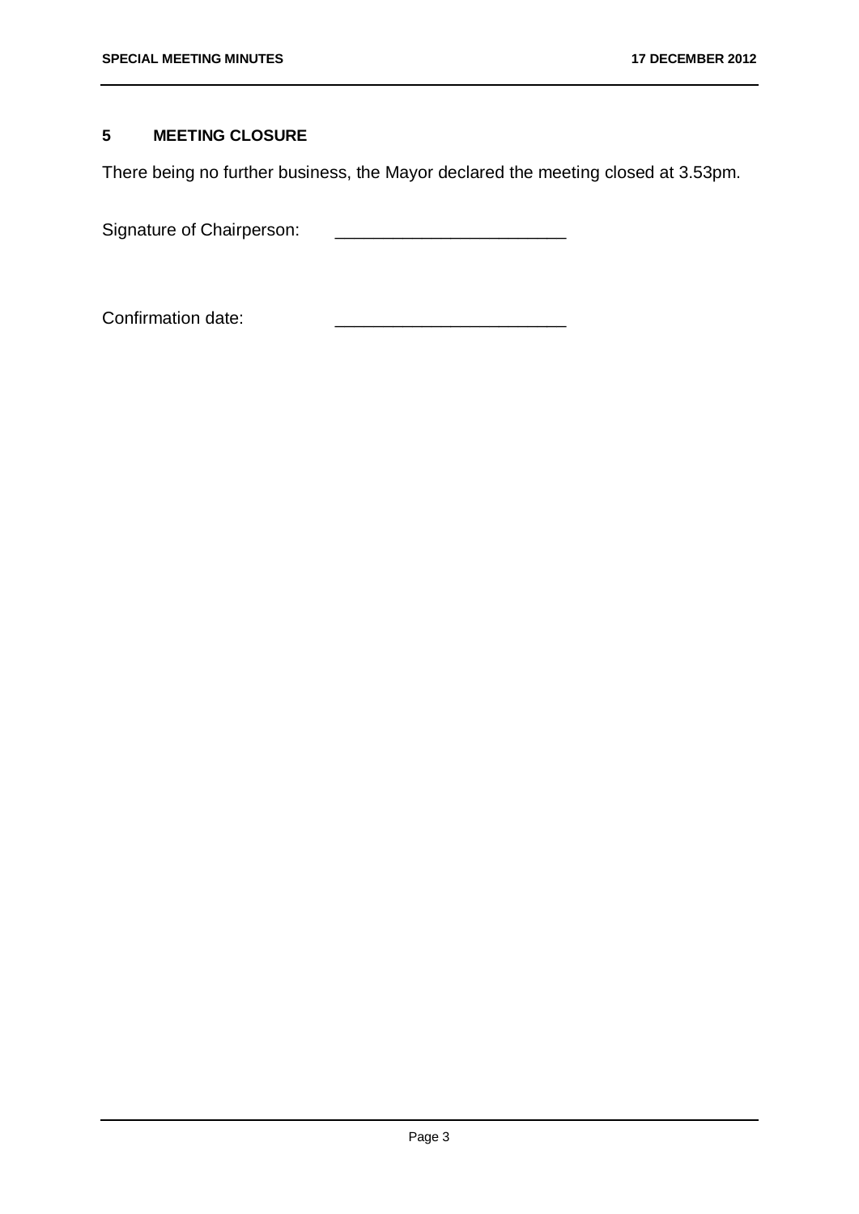## 5 MEETING CLOSURE

There being no further business, the Mayor declared the meeting closed at 3.53pm.

Signature of Chairperson: ________________________

Confirmation date: ________________________